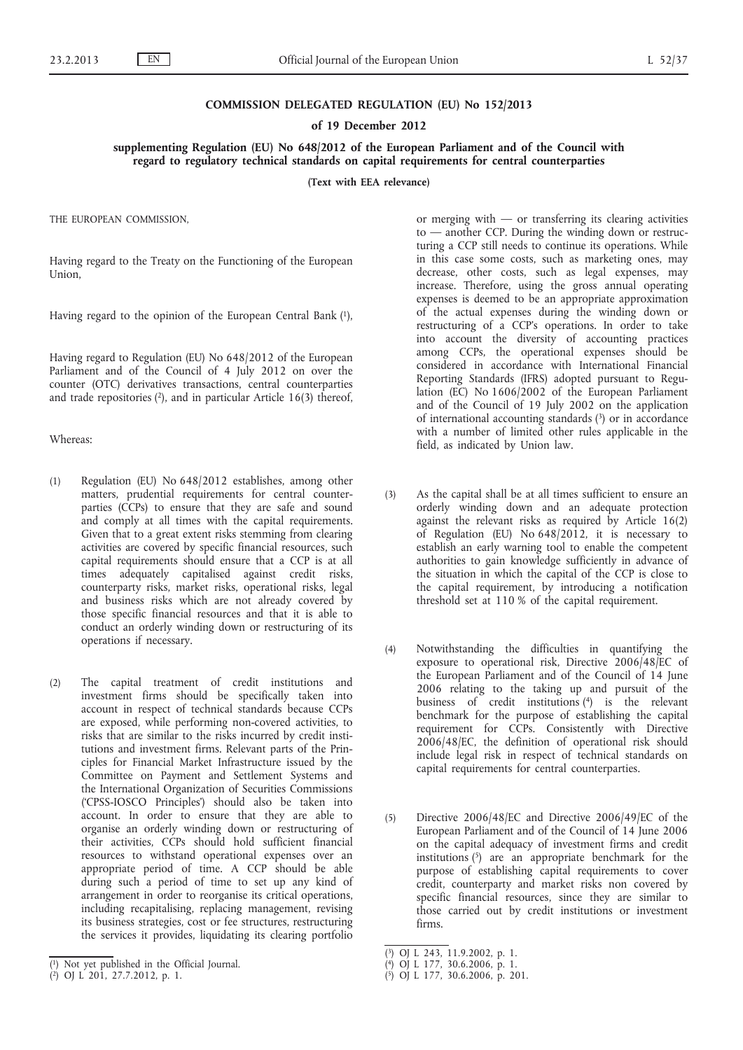**COMMISSION DELEGATED REGULATION (EU) No 152/2013**

**of 19 December 2012**

**supplementing Regulation (EU) No 648/2012 of the European Parliament and of the Council with regard to regulatory technical standards on capital requirements for central counterparties**

**(Text with EEA relevance)**

THE EUROPEAN COMMISSION,

Having regard to the Treaty on the Functioning of the European Union,

Having regard to the opinion of the European Central Bank [1],

Having regard to Regulation (EU) No 648/2012 of the European Parliament and of the Council of 4 July 2012 on over the counter (OTC) derivatives transactions, central counterparties and trade repositories [2], and in particular Article 16(3) thereof,

Whereas:

(1) Regulation (EU) No 648/2012 establishes, among other matters, prudential requirements for central counterparties (CCPs) to ensure that they are safe and sound and comply at all times with the capital requirements. Given that to a great extent risks stemming from clearing activities are covered by specific financial resources, such capital requirements should ensure that a CCP is at all times adequately capitalised against credit risks, counterparty risks, market risks, operational risks, legal and business risks which are not already covered by those specific financial resources and that it is able to conduct an orderly winding down or restructuring of its operations if necessary.

(2) The capital treatment of credit institutions and investment firms should be specifically taken into account in respect of technical standards because CCPs are exposed, while performing non-covered activities, to risks that are similar to the risks incurred by credit institutions and investment firms. Relevant parts of the Principles for Financial Market Infrastructure issued by the Committee on Payment and Settlement Systems and the International Organization of Securities Commissions ('CPSS-IOSCO Principles') should also be taken into account. In order to ensure that they are able to organise an orderly winding down or restructuring of their activities, CCPs should hold sufficient financial resources to withstand operational expenses over an appropriate period of time. A CCP should be able during such a period of time to set up any kind of arrangement in order to reorganise its critical operations, including recapitalising, replacing management, revising its business strategies, cost or fee structures, restructuring the services it provides, liquidating its clearing portfolio or merging with — or transferring its clearing activities to — another CCP. During the winding down or restructuring a CCP still needs to continue its operations. While in this case some costs, such as marketing ones, may decrease, other costs, such as legal expenses, may increase. Therefore, using the gross annual operating expenses is deemed to be an appropriate approximation of the actual expenses during the winding down or restructuring of a CCP's operations. In order to take into account the diversity of accounting practices among CCPs, the operational expenses should be considered in accordance with International Financial Reporting Standards (IFRS) adopted pursuant to Regulation (EC) No 1606/2002 of the European Parliament and of the Council of 19 July 2002 on the application of international accounting standards [3] or in accordance with a number of limited other rules applicable in the field, as indicated by Union law.

(3) As the capital shall be at all times sufficient to ensure an orderly winding down and an adequate protection against the relevant risks as required by Article 16(2) of Regulation (EU) No 648/2012, it is necessary to establish an early warning tool to enable the competent authorities to gain knowledge sufficiently in advance of the situation in which the capital of the CCP is close to the capital requirement, by introducing a notification threshold set at 110 % of the capital requirement.

(4) Notwithstanding the difficulties in quantifying the exposure to operational risk, Directive 2006/48/EC of the European Parliament and of the Council of 14 June 2006 relating to the taking up and pursuit of the business of credit institutions [4] is the relevant benchmark for the purpose of establishing the capital requirement for CCPs. Consistently with Directive 2006/48/EC, the definition of operational risk should include legal risk in respect of technical standards on capital requirements for central counterparties.

(5) Directive 2006/48/EC and Directive 2006/49/EC of the European Parliament and of the Council of 14 June 2006 on the capital adequacy of investment firms and credit institutions [5] are an appropriate benchmark for the purpose of establishing capital requirements to cover credit, counterparty and market risks non covered by specific financial resources, since they are similar to those carried out by credit institutions or investment firms.

---

[1] Not yet published in the Official Journal.

[2] OJ L 201, 27.7.2012, p. 1.

[3] OJ L 243, 11.9.2002, p. 1.

[4] OJ L 177, 30.6.2006, p. 1.

[5] OJ L 177, 30.6.2006, p. 201.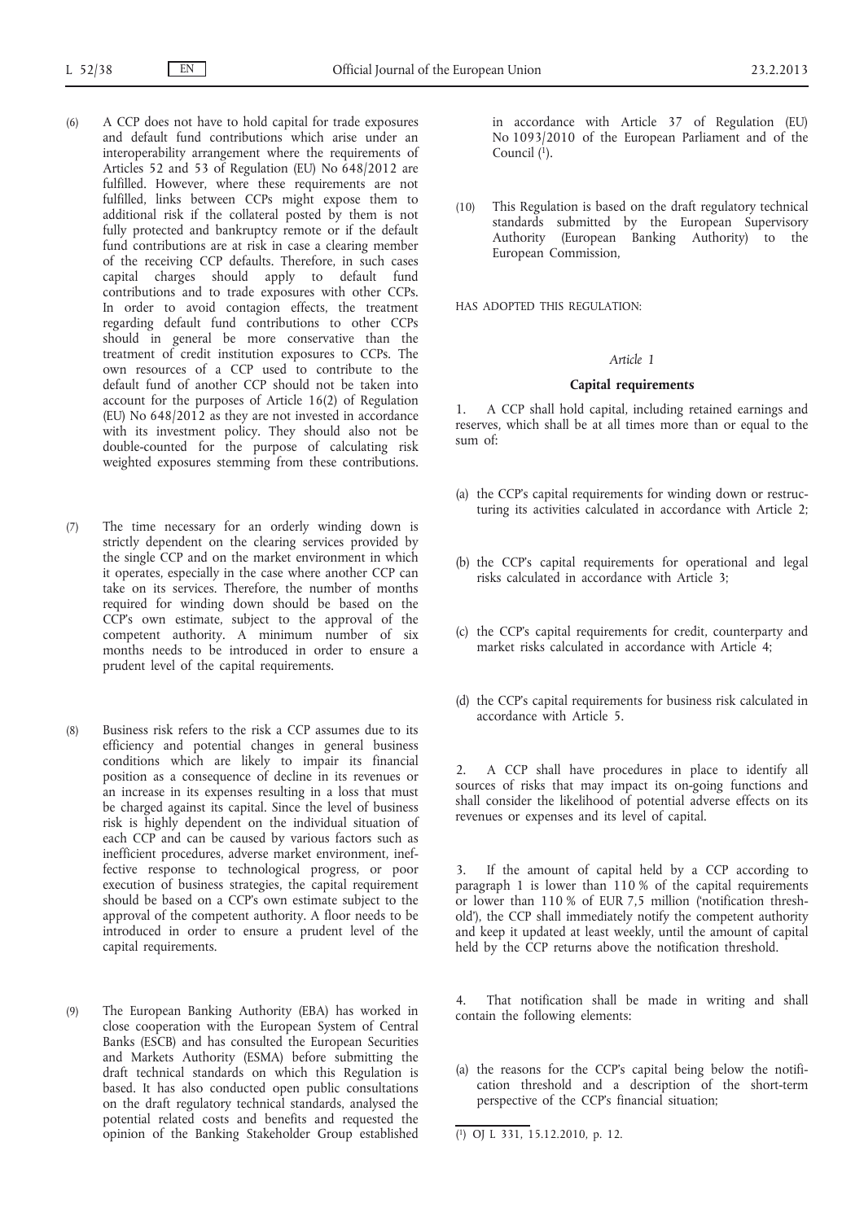(6) A CCP does not have to hold capital for trade exposures and default fund contributions which arise under an interoperability arrangement where the requirements of Articles 52 and 53 of Regulation (EU) No 648/2012 are fulfilled. However, where these requirements are not fulfilled, links between CCPs might expose them to additional risk if the collateral posted by them is not fully protected and bankruptcy remote or if the default fund contributions are at risk in case a clearing member of the receiving CCP defaults. Therefore, in such cases capital charges should apply to default fund contributions and to trade exposures with other CCPs. In order to avoid contagion effects, the treatment regarding default fund contributions to other CCPs should in general be more conservative than the treatment of credit institution exposures to CCPs. The own resources of a CCP used to contribute to the default fund of another CCP should not be taken into account for the purposes of Article 16(2) of Regulation (EU) No 648/2012 as they are not invested in accordance with its investment policy. They should also not be double-counted for the purpose of calculating risk weighted exposures stemming from these contributions.

(7) The time necessary for an orderly winding down is strictly dependent on the clearing services provided by the single CCP and on the market environment in which it operates, especially in the case where another CCP can take on its services. Therefore, the number of months required for winding down should be based on the CCP's own estimate, subject to the approval of the competent authority. A minimum number of six months needs to be introduced in order to ensure a prudent level of the capital requirements.

(8) Business risk refers to the risk a CCP assumes due to its efficiency and potential changes in general business conditions which are likely to impair its financial position as a consequence of decline in its revenues or an increase in its expenses resulting in a loss that must be charged against its capital. Since the level of business risk is highly dependent on the individual situation of each CCP and can be caused by various factors such as inefficient procedures, adverse market environment, ineffective response to technological progress, or poor execution of business strategies, the capital requirement should be based on a CCP's own estimate subject to the approval of the competent authority. A floor needs to be introduced in order to ensure a prudent level of the capital requirements.

(9) The European Banking Authority (EBA) has worked in close cooperation with the European System of Central Banks (ESCB) and has consulted the European Securities and Markets Authority (ESMA) before submitting the draft technical standards on which this Regulation is based. It has also conducted open public consultations on the draft regulatory technical standards, analysed the potential related costs and benefits and requested the opinion of the Banking Stakeholder Group established in accordance with Article 37 of Regulation (EU) No 1093/2010 of the European Parliament and of the Council [1].

(10) This Regulation is based on the draft regulatory technical standards submitted by the European Supervisory Authority (European Banking Authority) to the European Commission,

HAS ADOPTED THIS REGULATION:

*Article 1*

**Capital requirements**

1. A CCP shall hold capital, including retained earnings and reserves, which shall be at all times more than or equal to the sum of:

(a) the CCP's capital requirements for winding down or restructuring its activities calculated in accordance with Article 2;

(b) the CCP's capital requirements for operational and legal risks calculated in accordance with Article 3;

(c) the CCP's capital requirements for credit, counterparty and market risks calculated in accordance with Article 4;

(d) the CCP's capital requirements for business risk calculated in accordance with Article 5.

2. A CCP shall have procedures in place to identify all sources of risks that may impact its on-going functions and shall consider the likelihood of potential adverse effects on its revenues or expenses and its level of capital.

3. If the amount of capital held by a CCP according to paragraph 1 is lower than 110 % of the capital requirements or lower than 110 % of EUR 7,5 million ('notification threshold'), the CCP shall immediately notify the competent authority and keep it updated at least weekly, until the amount of capital held by the CCP returns above the notification threshold.

4. That notification shall be made in writing and shall contain the following elements:

(a) the reasons for the CCP's capital being below the notification threshold and a description of the short-term perspective of the CCP's financial situation;

[1] OJ L 331, 15.12.2010, p. 12.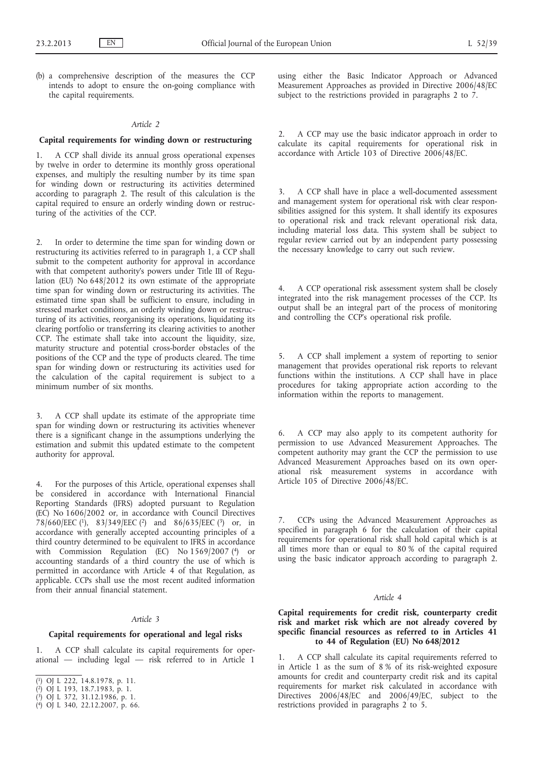(b) a comprehensive description of the measures the CCP intends to adopt to ensure the on-going compliance with the capital requirements.

*Article 2*

**Capital requirements for winding down or restructuring**

1. A CCP shall divide its annual gross operational expenses by twelve in order to determine its monthly gross operational expenses, and multiply the resulting number by its time span for winding down or restructuring its activities determined according to paragraph 2. The result of this calculation is the capital required to ensure an orderly winding down or restructuring of the activities of the CCP.

2. In order to determine the time span for winding down or restructuring its activities referred to in paragraph 1, a CCP shall submit to the competent authority for approval in accordance with that competent authority's powers under Title III of Regulation (EU) No 648/2012 its own estimate of the appropriate time span for winding down or restructuring its activities. The estimated time span shall be sufficient to ensure, including in stressed market conditions, an orderly winding down or restructuring of its activities, reorganising its operations, liquidating its clearing portfolio or transferring its clearing activities to another CCP. The estimate shall take into account the liquidity, size, maturity structure and potential cross-border obstacles of the positions of the CCP and the type of products cleared. The time span for winding down or restructuring its activities used for the calculation of the capital requirement is subject to a minimum number of six months.

3. A CCP shall update its estimate of the appropriate time span for winding down or restructuring its activities whenever there is a significant change in the assumptions underlying the estimation and submit this updated estimate to the competent authority for approval.

4. For the purposes of this Article, operational expenses shall be considered in accordance with International Financial Reporting Standards (IFRS) adopted pursuant to Regulation (EC) No 1606/2002 or, in accordance with Council Directives 78/660/EEC [1], 83/349/EEC [2] and 86/635/EEC [3] or, in accordance with generally accepted accounting principles of a third country determined to be equivalent to IFRS in accordance with Commission Regulation (EC) No 1569/2007 [4] or accounting standards of a third country the use of which is permitted in accordance with Article 4 of that Regulation, as applicable. CCPs shall use the most recent audited information from their annual financial statement.

*Article 3*

**Capital requirements for operational and legal risks**

1. A CCP shall calculate its capital requirements for operational — including legal — risk referred to in Article 1 using either the Basic Indicator Approach or Advanced Measurement Approaches as provided in Directive 2006/48/EC subject to the restrictions provided in paragraphs 2 to 7.

2. A CCP may use the basic indicator approach in order to calculate its capital requirements for operational risk in accordance with Article 103 of Directive 2006/48/EC.

3. A CCP shall have in place a well-documented assessment and management system for operational risk with clear responsibilities assigned for this system. It shall identify its exposures to operational risk and track relevant operational risk data, including material loss data. This system shall be subject to regular review carried out by an independent party possessing the necessary knowledge to carry out such review.

4. A CCP operational risk assessment system shall be closely integrated into the risk management processes of the CCP. Its output shall be an integral part of the process of monitoring and controlling the CCP's operational risk profile.

5. A CCP shall implement a system of reporting to senior management that provides operational risk reports to relevant functions within the institutions. A CCP shall have in place procedures for taking appropriate action according to the information within the reports to management.

6. A CCP may also apply to its competent authority for permission to use Advanced Measurement Approaches. The competent authority may grant the CCP the permission to use Advanced Measurement Approaches based on its own operational risk measurement systems in accordance with Article 105 of Directive 2006/48/EC.

7. CCPs using the Advanced Measurement Approaches as specified in paragraph 6 for the calculation of their capital requirements for operational risk shall hold capital which is at all times more than or equal to 80 % of the capital required using the basic indicator approach according to paragraph 2.

*Article 4*

**Capital requirements for credit risk, counterparty credit risk and market risk which are not already covered by specific financial resources as referred to in Articles 41 to 44 of Regulation (EU) No 648/2012**

1. A CCP shall calculate its capital requirements referred to in Article 1 as the sum of 8 % of its risk-weighted exposure amounts for credit and counterparty credit risk and its capital requirements for market risk calculated in accordance with Directives 2006/48/EC and 2006/49/EC, subject to the restrictions provided in paragraphs 2 to 5.

---

[1] OJ L 222, 14.8.1978, p. 11.

[2] OJ L 193, 18.7.1983, p. 1.

[3] OJ L 372, 31.12.1986, p. 1.

[4] OJ L 340, 22.12.2007, p. 66.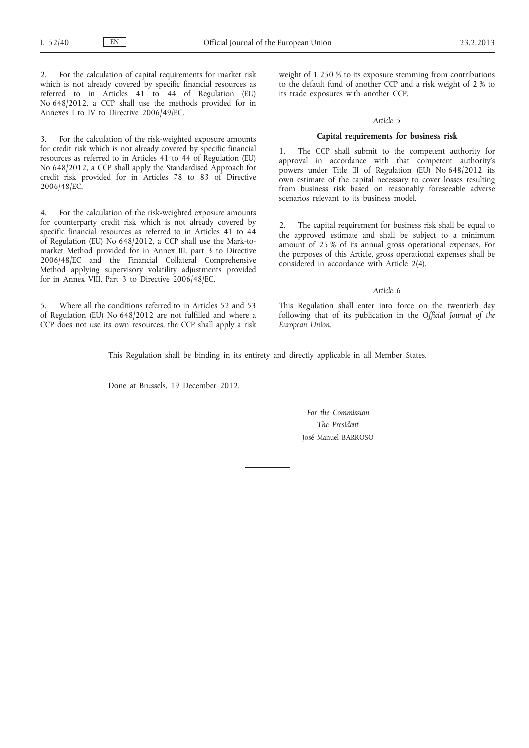2. For the calculation of capital requirements for market risk which is not already covered by specific financial resources as referred to in Articles 41 to 44 of Regulation (EU) No 648/2012, a CCP shall use the methods provided for in Annexes I to IV to Directive 2006/49/EC.

3. For the calculation of the risk-weighted exposure amounts for credit risk which is not already covered by specific financial resources as referred to in Articles 41 to 44 of Regulation (EU) No 648/2012, a CCP shall apply the Standardised Approach for credit risk provided for in Articles 78 to 83 of Directive 2006/48/EC.

4. For the calculation of the risk-weighted exposure amounts for counterparty credit risk which is not already covered by specific financial resources as referred to in Articles 41 to 44 of Regulation (EU) No 648/2012, a CCP shall use the Mark-to-market Method provided for in Annex III, part 3 to Directive 2006/48/EC and the Financial Collateral Comprehensive Method applying supervisory volatility adjustments provided for in Annex VIII, Part 3 to Directive 2006/48/EC.

5. Where all the conditions referred to in Articles 52 and 53 of Regulation (EU) No 648/2012 are not fulfilled and where a CCP does not use its own resources, the CCP shall apply a risk weight of 1 250 % to its exposure stemming from contributions to the default fund of another CCP and a risk weight of 2 % to its trade exposures with another CCP.

*Article 5*

**Capital requirements for business risk**

1. The CCP shall submit to the competent authority for approval in accordance with that competent authority's powers under Title III of Regulation (EU) No 648/2012 its own estimate of the capital necessary to cover losses resulting from business risk based on reasonably foreseeable adverse scenarios relevant to its business model.

2. The capital requirement for business risk shall be equal to the approved estimate and shall be subject to a minimum amount of 25 % of its annual gross operational expenses. For the purposes of this Article, gross operational expenses shall be considered in accordance with Article 2(4).

*Article 6*

This Regulation shall enter into force on the twentieth day following that of its publication in the *Official Journal of the European Union*.

This Regulation shall be binding in its entirety and directly applicable in all Member States.

Done at Brussels, 19 December 2012.

*For the Commission*

*The President*

José Manuel BARROSO